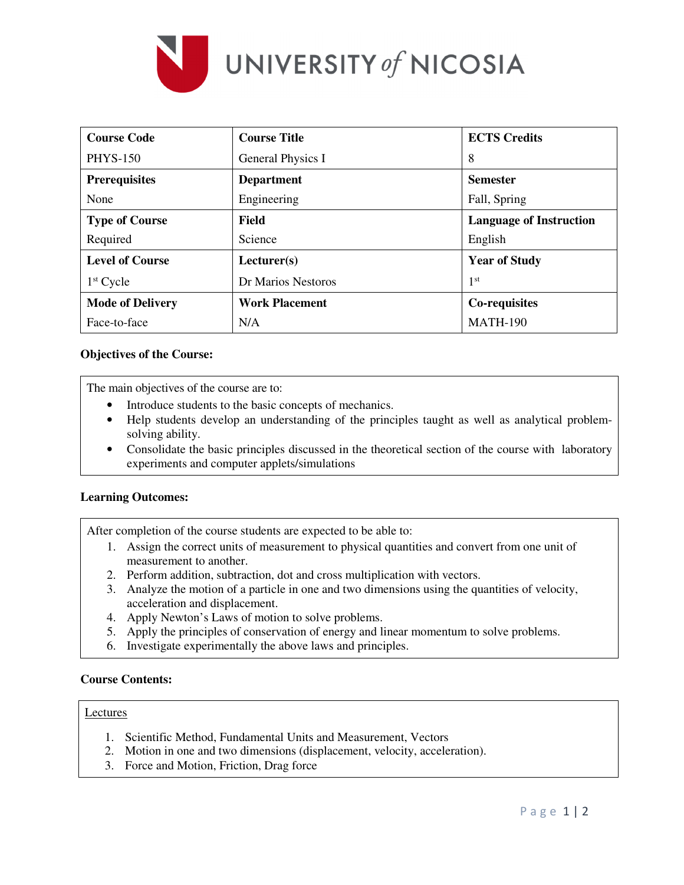| **Course Code** | **Course Title** | **ECTS Credits** |
|---|---|---|
| PHYS-150 | General Physics I | 8 |
| **Prerequisites** | **Department** | **Semester** |
| None | Engineering | Fall, Spring |
| **Type of Course** | **Field** | **Language of Instruction** |
| Required | Science | English |
| **Level of Course** | **Lecturer(s)** | **Year of Study** |
| 1st Cycle | Dr Marios Nestoros | 1st |
| **Mode of Delivery** | **Work Placement** | **Co-requisites** |
| Face-to-face | N/A | MATH-190 |

**Objectives of the Course:**

The main objectives of the course are to:

- Introduce students to the basic concepts of mechanics.
- Help students develop an understanding of the principles taught as well as analytical problem-solving ability.
- Consolidate the basic principles discussed in the theoretical section of the course with laboratory experiments and computer applets/simulations

**Learning Outcomes:**

After completion of the course students are expected to be able to:

1. Assign the correct units of measurement to physical quantities and convert from one unit of measurement to another.
2. Perform addition, subtraction, dot and cross multiplication with vectors.
3. Analyze the motion of a particle in one and two dimensions using the quantities of velocity, acceleration and displacement.
4. Apply Newton's Laws of motion to solve problems.
5. Apply the principles of conservation of energy and linear momentum to solve problems.
6. Investigate experimentally the above laws and principles.

**Course Contents:**

Lectures

1. Scientific Method, Fundamental Units and Measurement, Vectors
2. Motion in one and two dimensions (displacement, velocity, acceleration).
3. Force and Motion, Friction, Drag force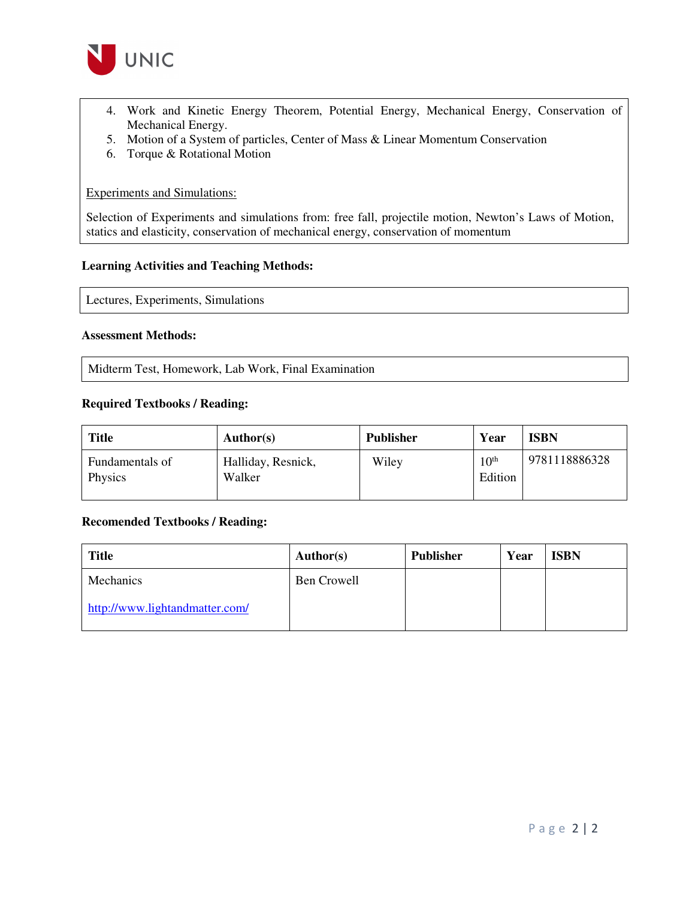4. Work and Kinetic Energy Theorem, Potential Energy, Mechanical Energy, Conservation of Mechanical Energy.
5. Motion of a System of particles, Center of Mass & Linear Momentum Conservation
6. Torque & Rotational Motion

Experiments and Simulations:

Selection of Experiments and simulations from: free fall, projectile motion, Newton's Laws of Motion, statics and elasticity, conservation of mechanical energy, conservation of momentum

**Learning Activities and Teaching Methods:**

Lectures, Experiments, Simulations

**Assessment Methods:**

Midterm Test, Homework, Lab Work, Final Examination

**Required Textbooks / Reading:**

| Title | Author(s) | Publisher | Year | ISBN |
|---|---|---|---|---|
| Fundamentals of Physics | Halliday, Resnick, Walker | Wiley | 10th Edition | 9781118886328 |

**Recomended Textbooks / Reading:**

| Title | Author(s) | Publisher | Year | ISBN |
|---|---|---|---|---|
| Mechanics http://www.lightandmatter.com/ | Ben Crowell | | | |